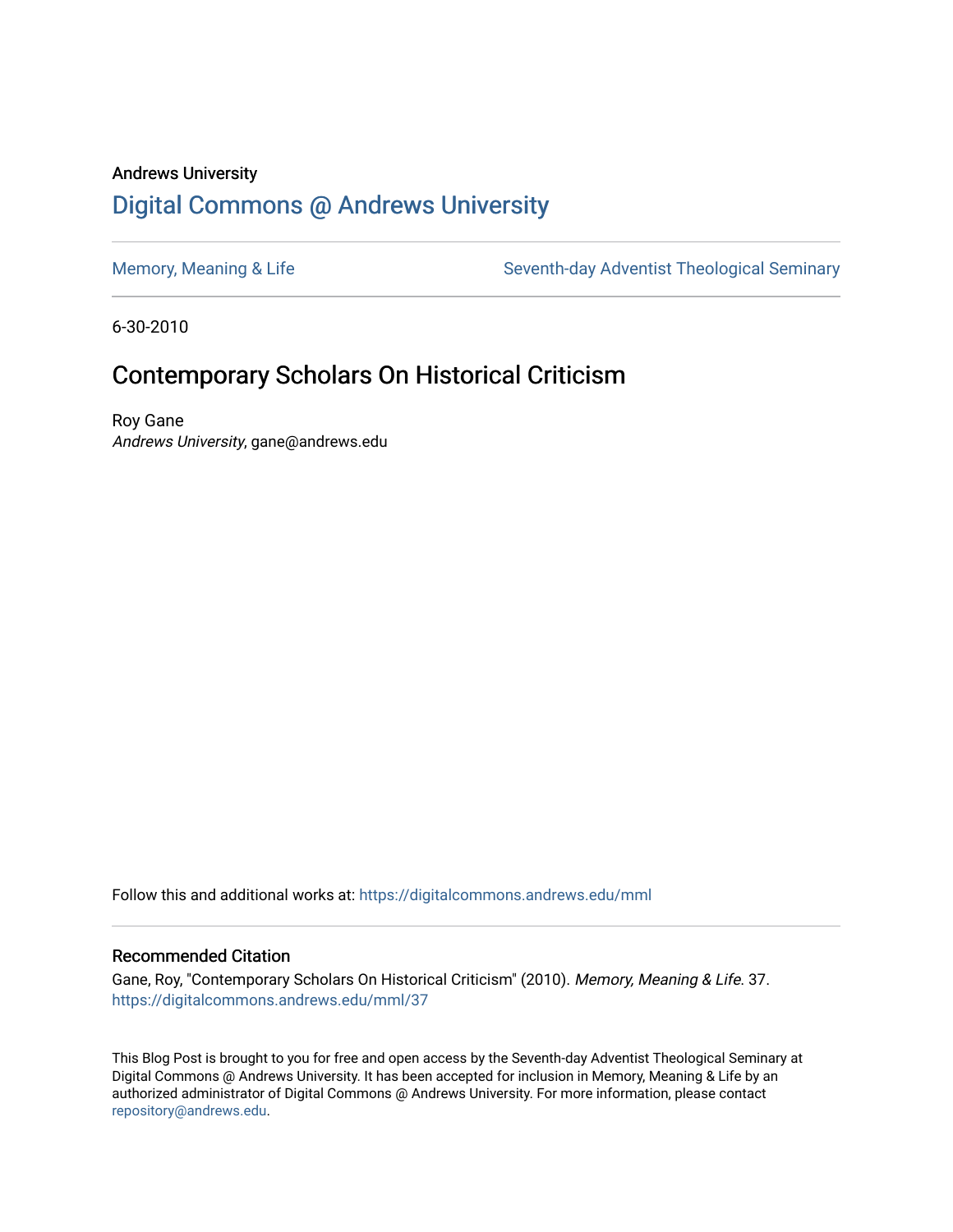Andrews University

# Digital Commons @ Andrews University

Memory, Meaning & Life | Seventh-day Adventist Theological Seminary

6-30-2010

## Contemporary Scholars On Historical Criticism

Roy Gane
*Andrews University*, gane@andrews.edu

Follow this and additional works at: https://digitalcommons.andrews.edu/mml

### Recommended Citation

Gane, Roy, "Contemporary Scholars On Historical Criticism" (2010). *Memory, Meaning & Life*. 37.
https://digitalcommons.andrews.edu/mml/37

This Blog Post is brought to you for free and open access by the Seventh-day Adventist Theological Seminary at Digital Commons @ Andrews University. It has been accepted for inclusion in Memory, Meaning & Life by an authorized administrator of Digital Commons @ Andrews University. For more information, please contact repository@andrews.edu.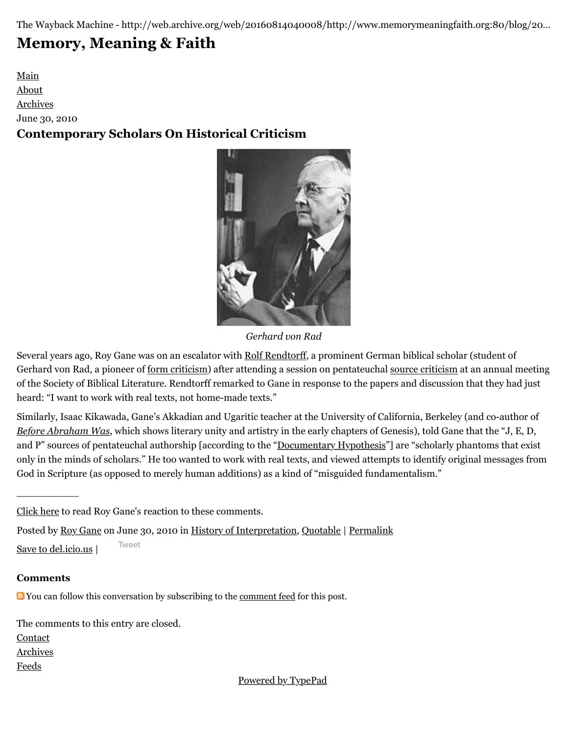The Wayback Machine - http://web.archive.org/web/20160814040008/http://www.memorymeaningfaith.org:80/blog/20...

# Memory, Meaning & Faith

Main
About
Archives

June 30, 2010

## Contemporary Scholars On Historical Criticism

*Gerhard von Rad*

Several years ago, Roy Gane was on an escalator with Rolf Rendtorff, a prominent German biblical scholar (student of Gerhard von Rad, a pioneer of form criticism) after attending a session on pentateuchal source criticism at an annual meeting of the Society of Biblical Literature. Rendtorff remarked to Gane in response to the papers and discussion that they had just heard: "I want to work with real texts, not home-made texts."

Similarly, Isaac Kikawada, Gane's Akkadian and Ugaritic teacher at the University of California, Berkeley (and co-author of *Before Abraham Was*, which shows literary unity and artistry in the early chapters of Genesis), told Gane that the "J, E, D, and P" sources of pentateuchal authorship [according to the "Documentary Hypothesis"] are "scholarly phantoms that exist only in the minds of scholars." He too wanted to work with real texts, and viewed attempts to identify original messages from God in Scripture (as opposed to merely human additions) as a kind of "misguided fundamentalism."

---

Click here to read Roy Gane's reaction to these comments.

Posted by Roy Gane on June 30, 2010 in History of Interpretation, Quotable | Permalink

Save to del.icio.us | Tweet

### Comments

You can follow this conversation by subscribing to the comment feed for this post.

The comments to this entry are closed.

Contact
Archives
Feeds

Powered by TypePad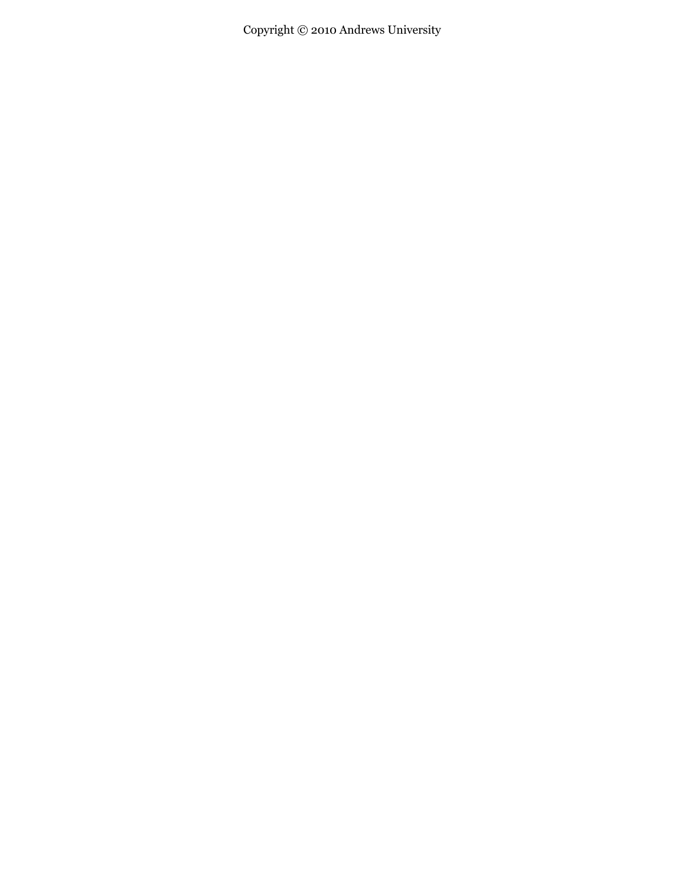Copyright © 2010 Andrews University